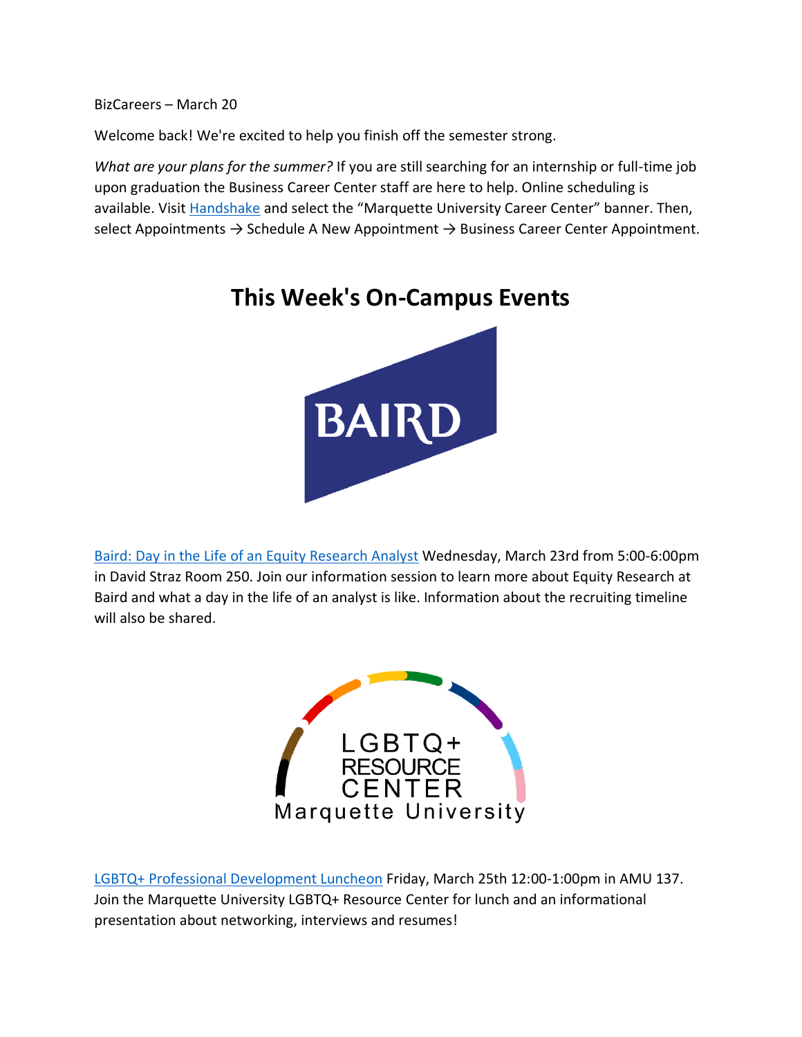BizCareers – March 20

Welcome back! We're excited to help you finish off the semester strong.

*What are your plans for the summer?* If you are still searching for an internship or full-time job upon graduation the Business Career Center staff are here to help. Online scheduling is available. Visit [Handshake]() and select the "Marquette University Career Center" banner. Then, select Appointments → Schedule A New Appointment → Business Career Center Appointment.

## This Week's On-Campus Events

[Baird: Day in the Life of an Equity Research Analyst]() Wednesday, March 23rd from 5:00-6:00pm in David Straz Room 250. Join our information session to learn more about Equity Research at Baird and what a day in the life of an analyst is like. Information about the recruiting timeline will also be shared.

[LGBTQ+ Professional Development Luncheon]() Friday, March 25th 12:00-1:00pm in AMU 137. Join the Marquette University LGBTQ+ Resource Center for lunch and an informational presentation about networking, interviews and resumes!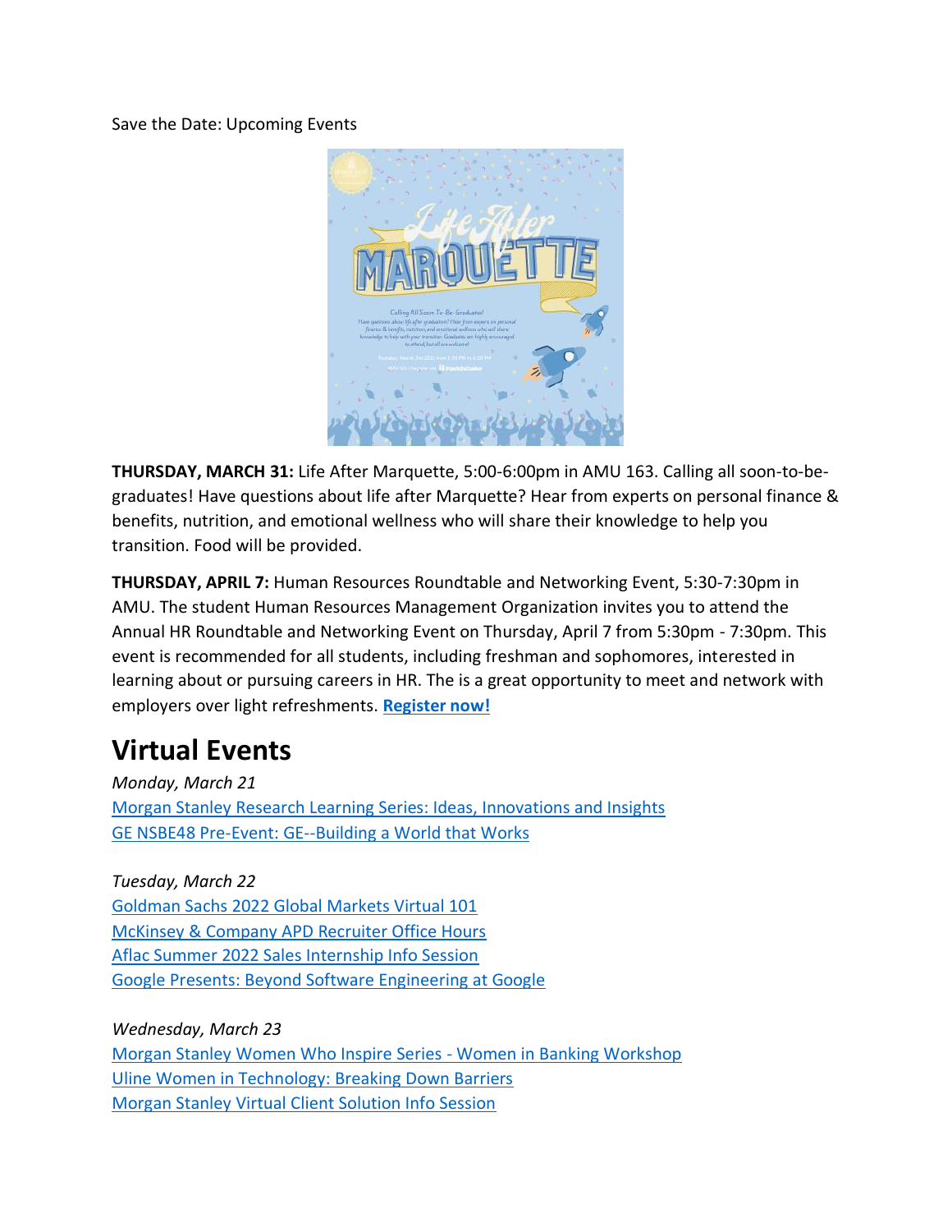Save the Date: Upcoming Events

**THURSDAY, MARCH 31:** Life After Marquette, 5:00-6:00pm in AMU 163. Calling all soon-to-be-graduates! Have questions about life after Marquette? Hear from experts on personal finance & benefits, nutrition, and emotional wellness who will share their knowledge to help you transition. Food will be provided.

**THURSDAY, APRIL 7:** Human Resources Roundtable and Networking Event, 5:30-7:30pm in AMU. The student Human Resources Management Organization invites you to attend the Annual HR Roundtable and Networking Event on Thursday, April 7 from 5:30pm - 7:30pm. This event is recommended for all students, including freshman and sophomores, interested in learning about or pursuing careers in HR. The is a great opportunity to meet and network with employers over light refreshments. **Register now!**

# Virtual Events

*Monday, March 21*
Morgan Stanley Research Learning Series: Ideas, Innovations and Insights
GE NSBE48 Pre-Event: GE--Building a World that Works

*Tuesday, March 22*
Goldman Sachs 2022 Global Markets Virtual 101
McKinsey & Company APD Recruiter Office Hours
Aflac Summer 2022 Sales Internship Info Session
Google Presents: Beyond Software Engineering at Google

*Wednesday, March 23*
Morgan Stanley Women Who Inspire Series - Women in Banking Workshop
Uline Women in Technology: Breaking Down Barriers
Morgan Stanley Virtual Client Solution Info Session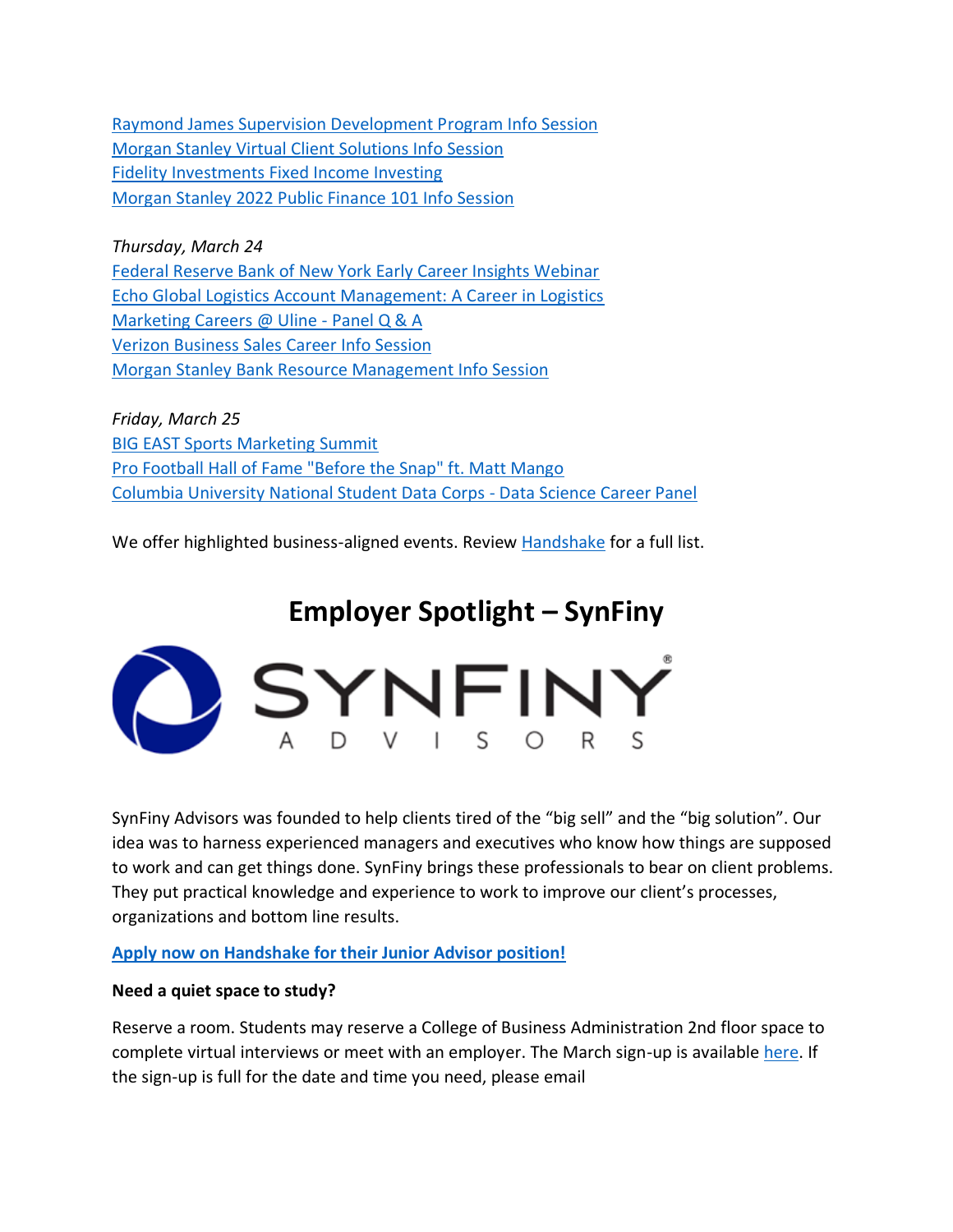Raymond James Supervision Development Program Info Session
Morgan Stanley Virtual Client Solutions Info Session
Fidelity Investments Fixed Income Investing
Morgan Stanley 2022 Public Finance 101 Info Session

*Thursday, March 24*
Federal Reserve Bank of New York Early Career Insights Webinar
Echo Global Logistics Account Management: A Career in Logistics
Marketing Careers @ Uline - Panel Q & A
Verizon Business Sales Career Info Session
Morgan Stanley Bank Resource Management Info Session

*Friday, March 25*
BIG EAST Sports Marketing Summit
Pro Football Hall of Fame "Before the Snap" ft. Matt Mango
Columbia University National Student Data Corps - Data Science Career Panel

We offer highlighted business-aligned events. Review Handshake for a full list.

## Employer Spotlight – SynFiny

SYNFINY® ADVISORS

SynFiny Advisors was founded to help clients tired of the "big sell" and the "big solution". Our idea was to harness experienced managers and executives who know how things are supposed to work and can get things done. SynFiny brings these professionals to bear on client problems. They put practical knowledge and experience to work to improve our client's processes, organizations and bottom line results.

**Apply now on Handshake for their Junior Advisor position!**

**Need a quiet space to study?**

Reserve a room. Students may reserve a College of Business Administration 2nd floor space to complete virtual interviews or meet with an employer. The March sign-up is available here. If the sign-up is full for the date and time you need, please email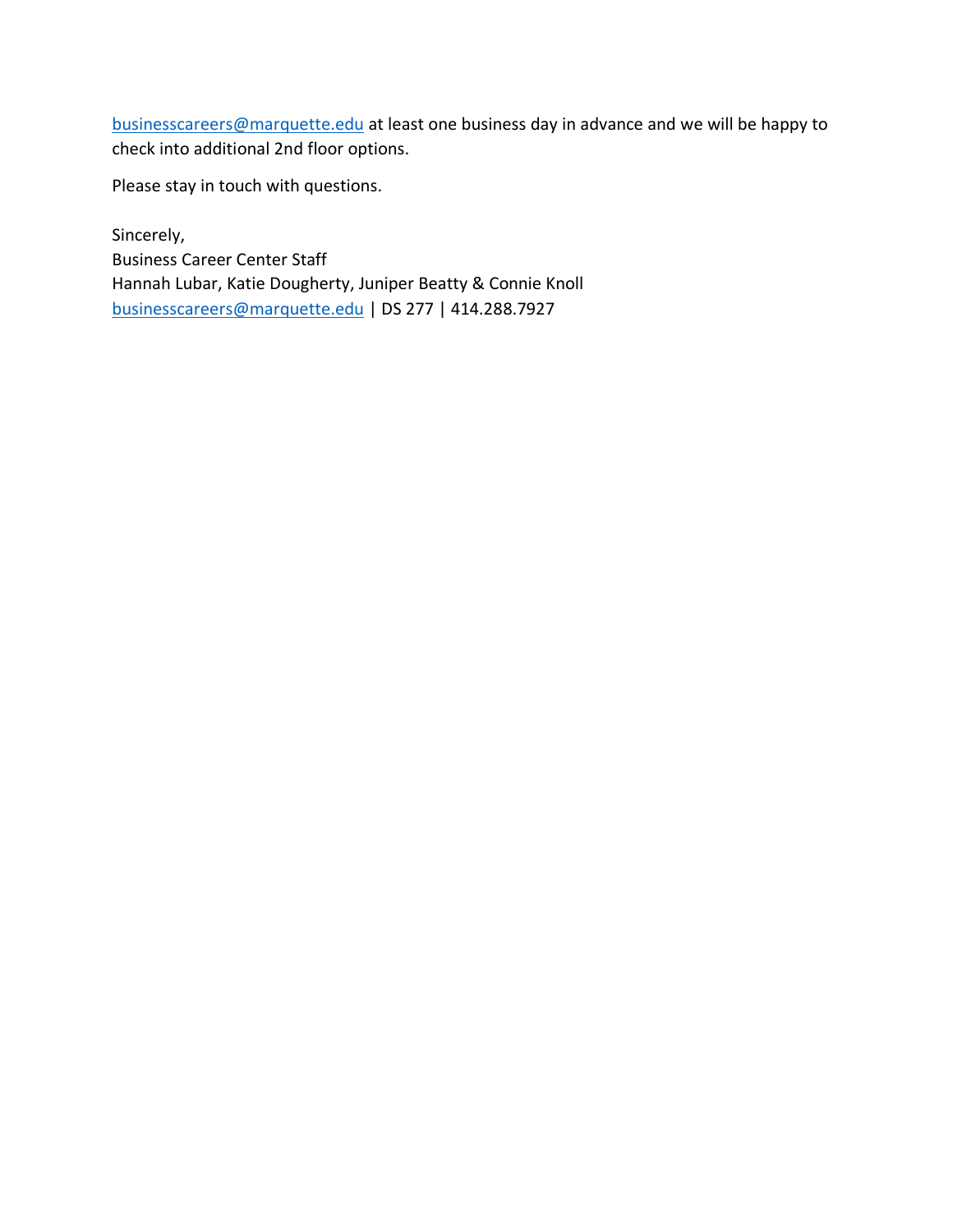businesscareers@marquette.edu at least one business day in advance and we will be happy to check into additional 2nd floor options.

Please stay in touch with questions.

Sincerely,
Business Career Center Staff
Hannah Lubar, Katie Dougherty, Juniper Beatty & Connie Knoll
businesscareers@marquette.edu | DS 277 | 414.288.7927